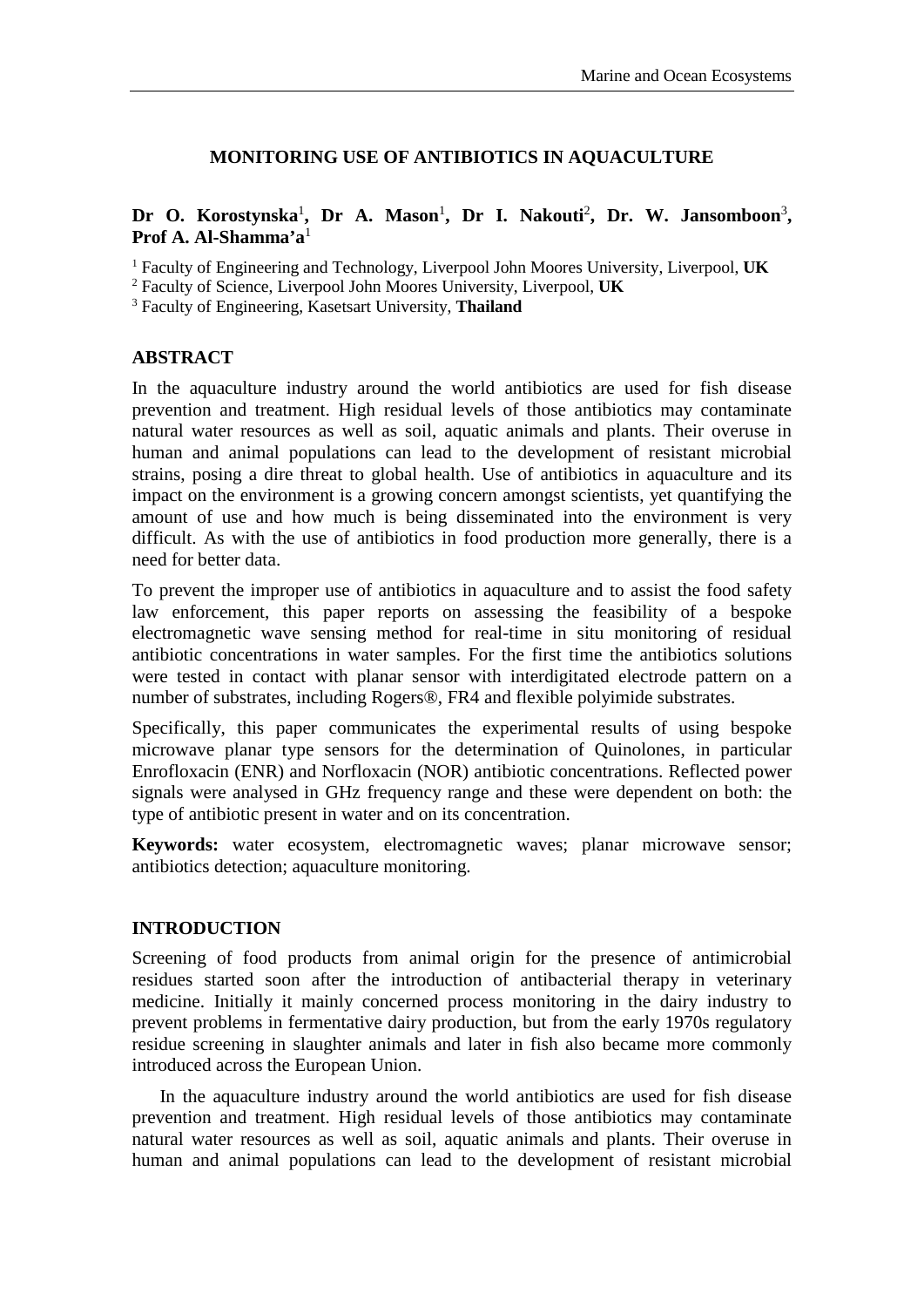# MONITORING USE OF ANTIBIOTICS IN AQUACULTURE

**Dr O. Korostynska[1], Dr A. Mason[1], Dr I. Nakouti[2], Dr. W. Jansomboon[3], Prof A. Al-Shamma'a[1]**

[1] Faculty of Engineering and Technology, Liverpool John Moores University, Liverpool, **UK**
[2] Faculty of Science, Liverpool John Moores University, Liverpool, **UK**
[3] Faculty of Engineering, Kasetsart University, **Thailand**

## ABSTRACT

In the aquaculture industry around the world antibiotics are used for fish disease prevention and treatment. High residual levels of those antibiotics may contaminate natural water resources as well as soil, aquatic animals and plants. Their overuse in human and animal populations can lead to the development of resistant microbial strains, posing a dire threat to global health. Use of antibiotics in aquaculture and its impact on the environment is a growing concern amongst scientists, yet quantifying the amount of use and how much is being disseminated into the environment is very difficult. As with the use of antibiotics in food production more generally, there is a need for better data.

To prevent the improper use of antibiotics in aquaculture and to assist the food safety law enforcement, this paper reports on assessing the feasibility of a bespoke electromagnetic wave sensing method for real-time in situ monitoring of residual antibiotic concentrations in water samples. For the first time the antibiotics solutions were tested in contact with planar sensor with interdigitated electrode pattern on a number of substrates, including Rogers®, FR4 and flexible polyimide substrates.

Specifically, this paper communicates the experimental results of using bespoke microwave planar type sensors for the determination of Quinolones, in particular Enrofloxacin (ENR) and Norfloxacin (NOR) antibiotic concentrations. Reflected power signals were analysed in GHz frequency range and these were dependent on both: the type of antibiotic present in water and on its concentration.

**Keywords:** water ecosystem, electromagnetic waves; planar microwave sensor; antibiotics detection; aquaculture monitoring.

## INTRODUCTION

Screening of food products from animal origin for the presence of antimicrobial residues started soon after the introduction of antibacterial therapy in veterinary medicine. Initially it mainly concerned process monitoring in the dairy industry to prevent problems in fermentative dairy production, but from the early 1970s regulatory residue screening in slaughter animals and later in fish also became more commonly introduced across the European Union.

In the aquaculture industry around the world antibiotics are used for fish disease prevention and treatment. High residual levels of those antibiotics may contaminate natural water resources as well as soil, aquatic animals and plants. Their overuse in human and animal populations can lead to the development of resistant microbial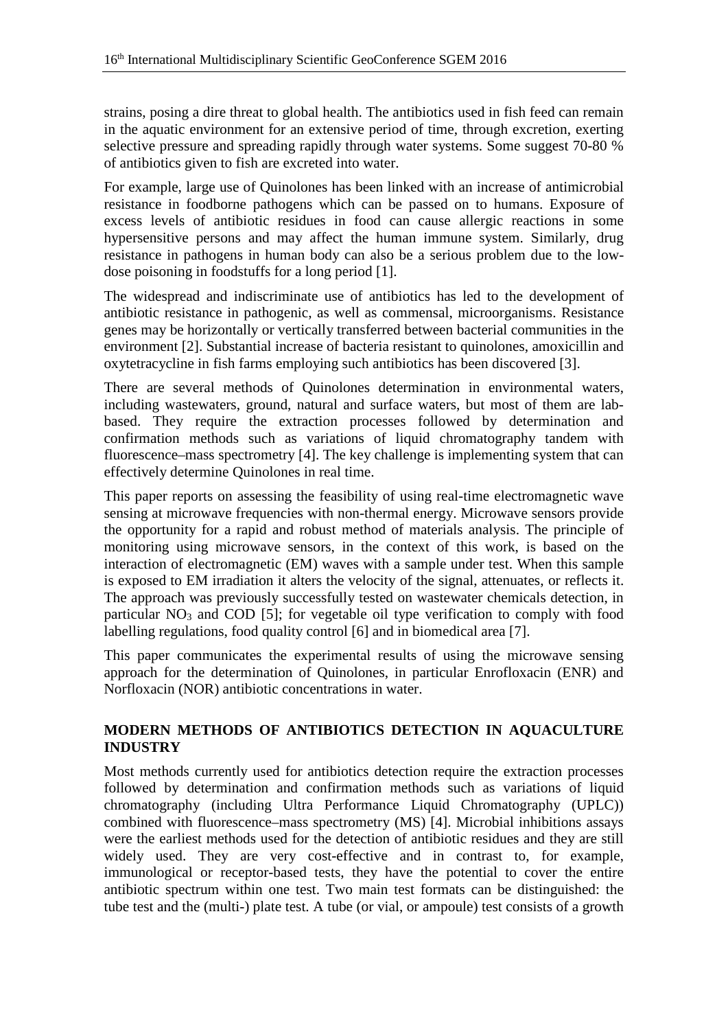strains, posing a dire threat to global health. The antibiotics used in fish feed can remain in the aquatic environment for an extensive period of time, through excretion, exerting selective pressure and spreading rapidly through water systems. Some suggest 70-80 % of antibiotics given to fish are excreted into water.

For example, large use of Quinolones has been linked with an increase of antimicrobial resistance in foodborne pathogens which can be passed on to humans. Exposure of excess levels of antibiotic residues in food can cause allergic reactions in some hypersensitive persons and may affect the human immune system. Similarly, drug resistance in pathogens in human body can also be a serious problem due to the low-dose poisoning in foodstuffs for a long period [1].

The widespread and indiscriminate use of antibiotics has led to the development of antibiotic resistance in pathogenic, as well as commensal, microorganisms. Resistance genes may be horizontally or vertically transferred between bacterial communities in the environment [2]. Substantial increase of bacteria resistant to quinolones, amoxicillin and oxytetracycline in fish farms employing such antibiotics has been discovered [3].

There are several methods of Quinolones determination in environmental waters, including wastewaters, ground, natural and surface waters, but most of them are lab-based. They require the extraction processes followed by determination and confirmation methods such as variations of liquid chromatography tandem with fluorescence–mass spectrometry [4]. The key challenge is implementing system that can effectively determine Quinolones in real time.

This paper reports on assessing the feasibility of using real-time electromagnetic wave sensing at microwave frequencies with non-thermal energy. Microwave sensors provide the opportunity for a rapid and robust method of materials analysis. The principle of monitoring using microwave sensors, in the context of this work, is based on the interaction of electromagnetic (EM) waves with a sample under test. When this sample is exposed to EM irradiation it alters the velocity of the signal, attenuates, or reflects it. The approach was previously successfully tested on wastewater chemicals detection, in particular $NO_3$ and COD [5]; for vegetable oil type verification to comply with food labelling regulations, food quality control [6] and in biomedical area [7].

This paper communicates the experimental results of using the microwave sensing approach for the determination of Quinolones, in particular Enrofloxacin (ENR) and Norfloxacin (NOR) antibiotic concentrations in water.

## MODERN METHODS OF ANTIBIOTICS DETECTION IN AQUACULTURE INDUSTRY

Most methods currently used for antibiotics detection require the extraction processes followed by determination and confirmation methods such as variations of liquid chromatography (including Ultra Performance Liquid Chromatography (UPLC)) combined with fluorescence–mass spectrometry (MS) [4]. Microbial inhibitions assays were the earliest methods used for the detection of antibiotic residues and they are still widely used. They are very cost-effective and in contrast to, for example, immunological or receptor-based tests, they have the potential to cover the entire antibiotic spectrum within one test. Two main test formats can be distinguished: the tube test and the (multi-) plate test. A tube (or vial, or ampoule) test consists of a growth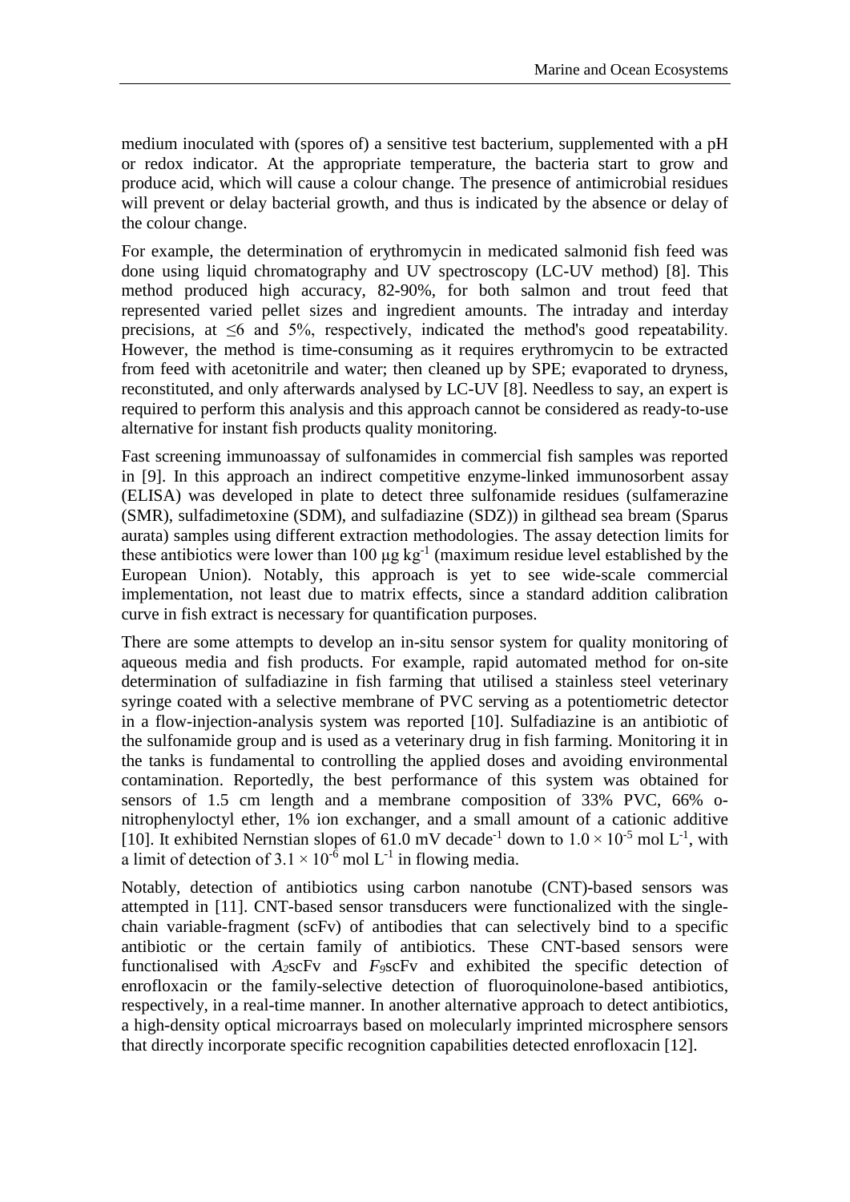medium inoculated with (spores of) a sensitive test bacterium, supplemented with a pH or redox indicator. At the appropriate temperature, the bacteria start to grow and produce acid, which will cause a colour change. The presence of antimicrobial residues will prevent or delay bacterial growth, and thus is indicated by the absence or delay of the colour change.

For example, the determination of erythromycin in medicated salmonid fish feed was done using liquid chromatography and UV spectroscopy (LC-UV method) [8]. This method produced high accuracy, 82-90%, for both salmon and trout feed that represented varied pellet sizes and ingredient amounts. The intraday and interday precisions, at ≤6 and 5%, respectively, indicated the method's good repeatability. However, the method is time-consuming as it requires erythromycin to be extracted from feed with acetonitrile and water; then cleaned up by SPE; evaporated to dryness, reconstituted, and only afterwards analysed by LC-UV [8]. Needless to say, an expert is required to perform this analysis and this approach cannot be considered as ready-to-use alternative for instant fish products quality monitoring.

Fast screening immunoassay of sulfonamides in commercial fish samples was reported in [9]. In this approach an indirect competitive enzyme-linked immunosorbent assay (ELISA) was developed in plate to detect three sulfonamide residues (sulfamerazine (SMR), sulfadimetoxine (SDM), and sulfadiazine (SDZ)) in gilthead sea bream (Sparus aurata) samples using different extraction methodologies. The assay detection limits for these antibiotics were lower than 100 μg $kg^{-1}$ (maximum residue level established by the European Union). Notably, this approach is yet to see wide-scale commercial implementation, not least due to matrix effects, since a standard addition calibration curve in fish extract is necessary for quantification purposes.

There are some attempts to develop an in-situ sensor system for quality monitoring of aqueous media and fish products. For example, rapid automated method for on-site determination of sulfadiazine in fish farming that utilised a stainless steel veterinary syringe coated with a selective membrane of PVC serving as a potentiometric detector in a flow-injection-analysis system was reported [10]. Sulfadiazine is an antibiotic of the sulfonamide group and is used as a veterinary drug in fish farming. Monitoring it in the tanks is fundamental to controlling the applied doses and avoiding environmental contamination. Reportedly, the best performance of this system was obtained for sensors of 1.5 cm length and a membrane composition of 33% PVC, 66% o-nitrophenyloctyl ether, 1% ion exchanger, and a small amount of a cationic additive [10]. It exhibited Nernstian slopes of 61.0 mV $decade^{-1}$ down to $1.0 \times 10^{-5}$ mol $L^{-1}$, with a limit of detection of $3.1 \times 10^{-6}$ mol $L^{-1}$ in flowing media.

Notably, detection of antibiotics using carbon nanotube (CNT)-based sensors was attempted in [11]. CNT-based sensor transducers were functionalized with the single-chain variable-fragment (scFv) of antibodies that can selectively bind to a specific antibiotic or the certain family of antibiotics. These CNT-based sensors were functionalised with $A_2$scFv and $F_9$scFv and exhibited the specific detection of enrofloxacin or the family-selective detection of fluoroquinolone-based antibiotics, respectively, in a real-time manner. In another alternative approach to detect antibiotics, a high-density optical microarrays based on molecularly imprinted microsphere sensors that directly incorporate specific recognition capabilities detected enrofloxacin [12].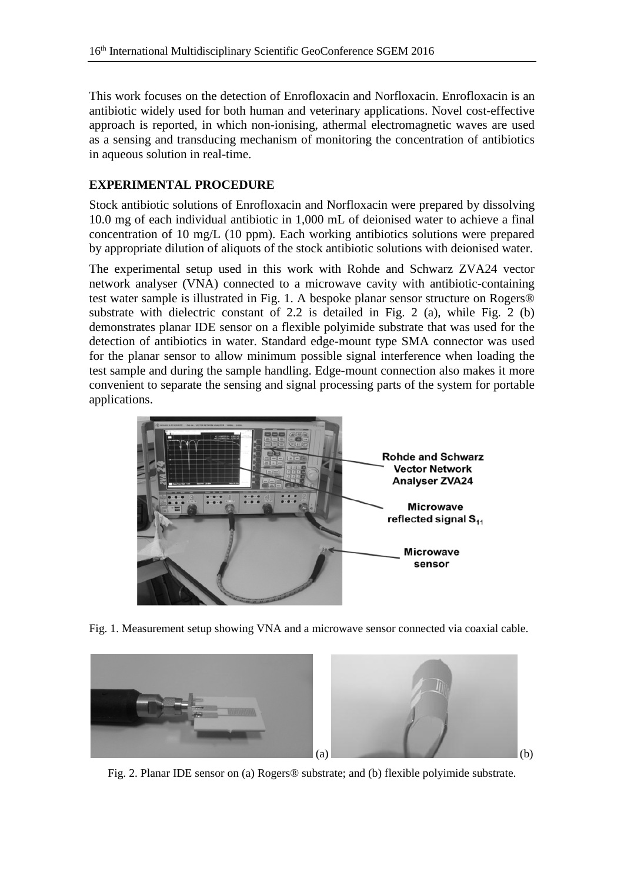This work focuses on the detection of Enrofloxacin and Norfloxacin. Enrofloxacin is an antibiotic widely used for both human and veterinary applications. Novel cost-effective approach is reported, in which non-ionising, athermal electromagnetic waves are used as a sensing and transducing mechanism of monitoring the concentration of antibiotics in aqueous solution in real-time.

## EXPERIMENTAL PROCEDURE

Stock antibiotic solutions of Enrofloxacin and Norfloxacin were prepared by dissolving 10.0 mg of each individual antibiotic in 1,000 mL of deionised water to achieve a final concentration of 10 mg/L (10 ppm). Each working antibiotics solutions were prepared by appropriate dilution of aliquots of the stock antibiotic solutions with deionised water.

The experimental setup used in this work with Rohde and Schwarz ZVA24 vector network analyser (VNA) connected to a microwave cavity with antibiotic-containing test water sample is illustrated in Fig. 1. A bespoke planar sensor structure on Rogers® substrate with dielectric constant of 2.2 is detailed in Fig. 2 (a), while Fig. 2 (b) demonstrates planar IDE sensor on a flexible polyimide substrate that was used for the detection of antibiotics in water. Standard edge-mount type SMA connector was used for the planar sensor to allow minimum possible signal interference when loading the test sample and during the sample handling. Edge-mount connection also makes it more convenient to separate the sensing and signal processing parts of the system for portable applications.

Fig. 1. Measurement setup showing VNA and a microwave sensor connected via coaxial cable.

Fig. 2. Planar IDE sensor on (a) Rogers® substrate; and (b) flexible polyimide substrate.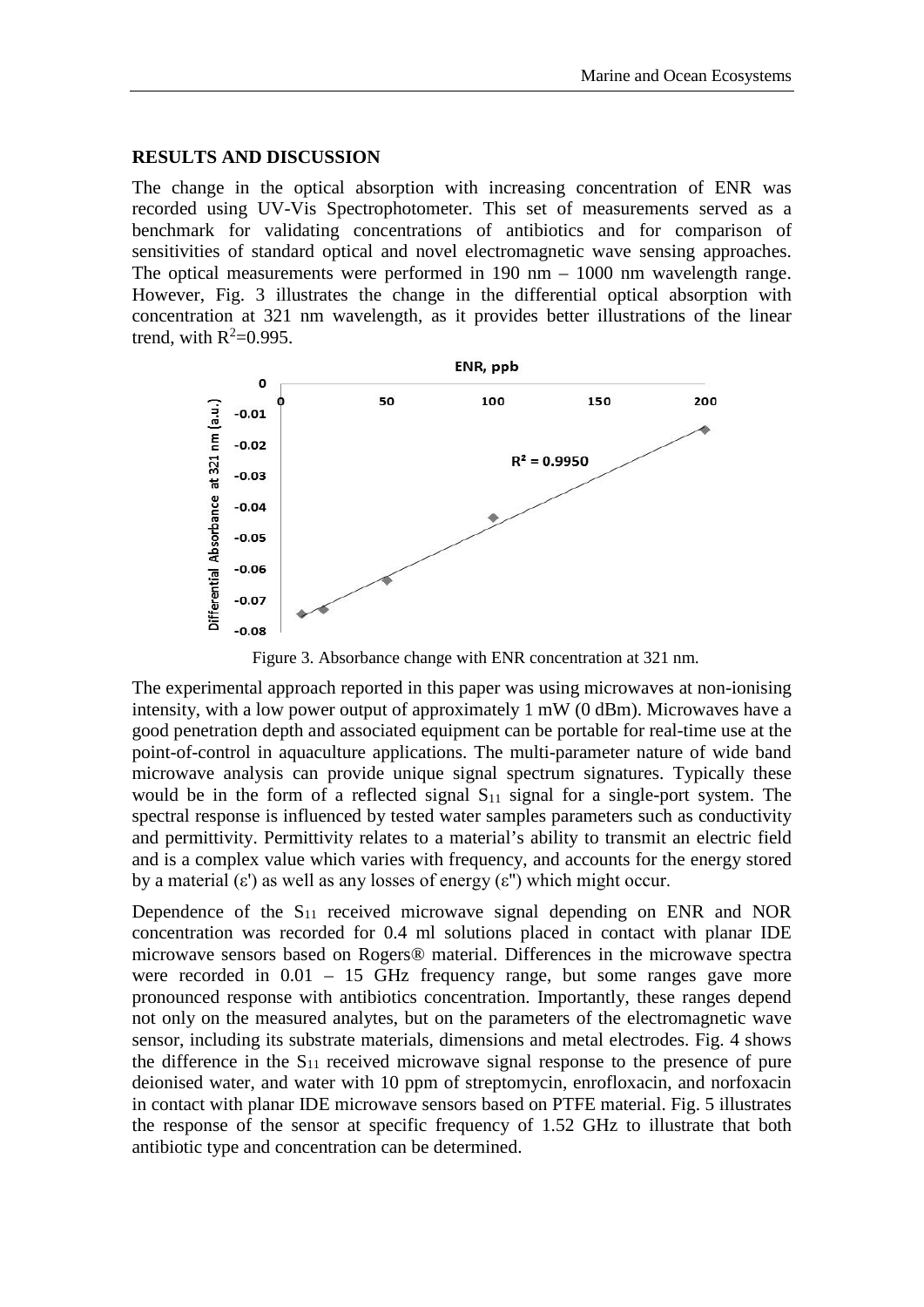## RESULTS AND DISCUSSION

The change in the optical absorption with increasing concentration of ENR was recorded using UV-Vis Spectrophotometer. This set of measurements served as a benchmark for validating concentrations of antibiotics and for comparison of sensitivities of standard optical and novel electromagnetic wave sensing approaches. The optical measurements were performed in 190 nm – 1000 nm wavelength range. However, Fig. 3 illustrates the change in the differential optical absorption with concentration at 321 nm wavelength, as it provides better illustrations of the linear trend, with $R^2$=0.995.

Figure 3. Absorbance change with ENR concentration at 321 nm.

The experimental approach reported in this paper was using microwaves at non-ionising intensity, with a low power output of approximately 1 mW (0 dBm). Microwaves have a good penetration depth and associated equipment can be portable for real-time use at the point-of-control in aquaculture applications. The multi-parameter nature of wide band microwave analysis can provide unique signal spectrum signatures. Typically these would be in the form of a reflected signal $S_{11}$ signal for a single-port system. The spectral response is influenced by tested water samples parameters such as conductivity and permittivity. Permittivity relates to a material's ability to transmit an electric field and is a complex value which varies with frequency, and accounts for the energy stored by a material ($\varepsilon'$) as well as any losses of energy ($\varepsilon''$) which might occur.

Dependence of the $S_{11}$ received microwave signal depending on ENR and NOR concentration was recorded for 0.4 ml solutions placed in contact with planar IDE microwave sensors based on Rogers® material. Differences in the microwave spectra were recorded in 0.01 – 15 GHz frequency range, but some ranges gave more pronounced response with antibiotics concentration. Importantly, these ranges depend not only on the measured analytes, but on the parameters of the electromagnetic wave sensor, including its substrate materials, dimensions and metal electrodes. Fig. 4 shows the difference in the $S_{11}$ received microwave signal response to the presence of pure deionised water, and water with 10 ppm of streptomycin, enrofloxacin, and norfoxacin in contact with planar IDE microwave sensors based on PTFE material. Fig. 5 illustrates the response of the sensor at specific frequency of 1.52 GHz to illustrate that both antibiotic type and concentration can be determined.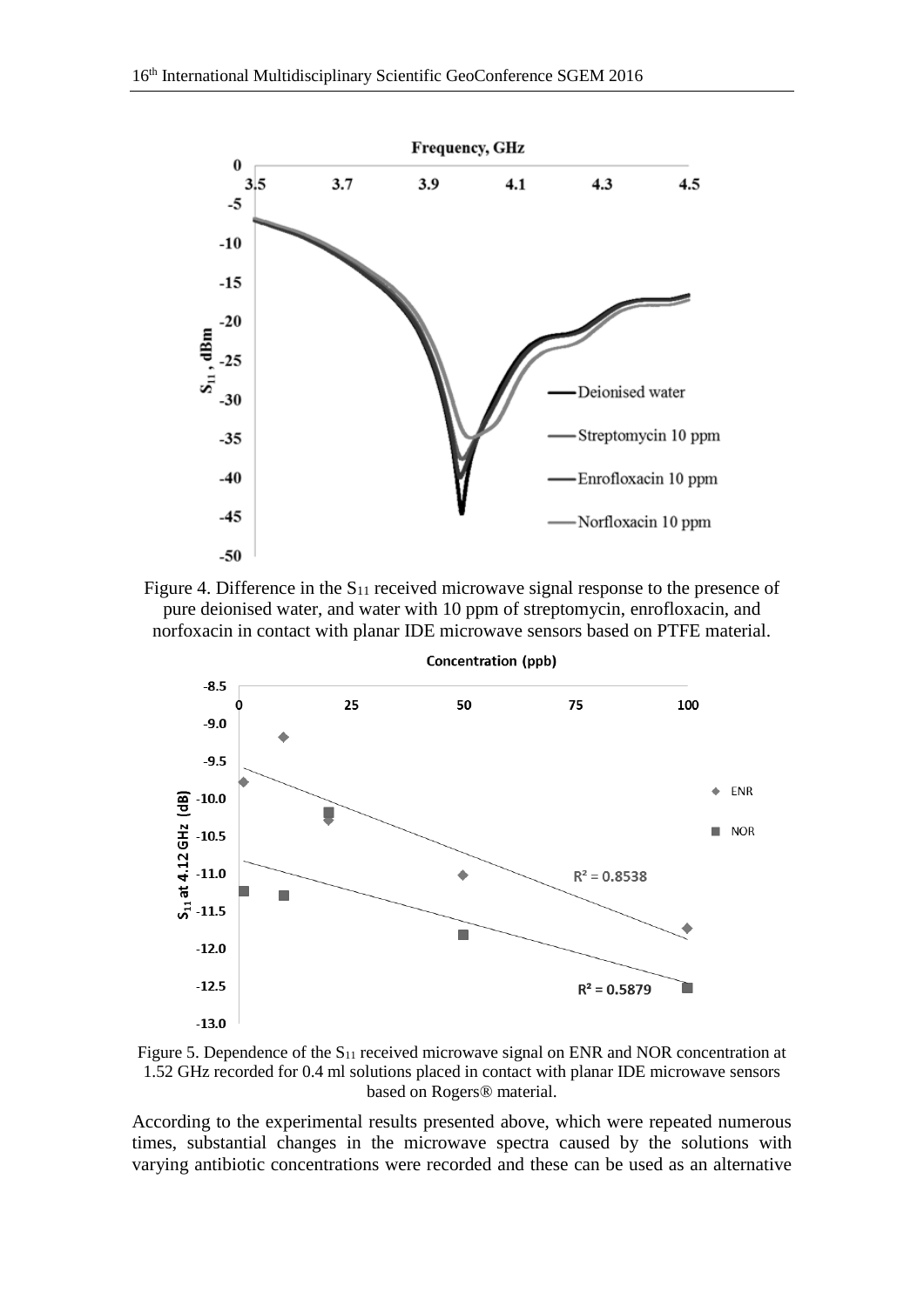Figure 4. Difference in the $S_{11}$ received microwave signal response to the presence of pure deionised water, and water with 10 ppm of streptomycin, enrofloxacin, and norfoxacin in contact with planar IDE microwave sensors based on PTFE material.

Figure 5. Dependence of the $S_{11}$ received microwave signal on ENR and NOR concentration at 1.52 GHz recorded for 0.4 ml solutions placed in contact with planar IDE microwave sensors based on Rogers® material.

According to the experimental results presented above, which were repeated numerous times, substantial changes in the microwave spectra caused by the solutions with varying antibiotic concentrations were recorded and these can be used as an alternative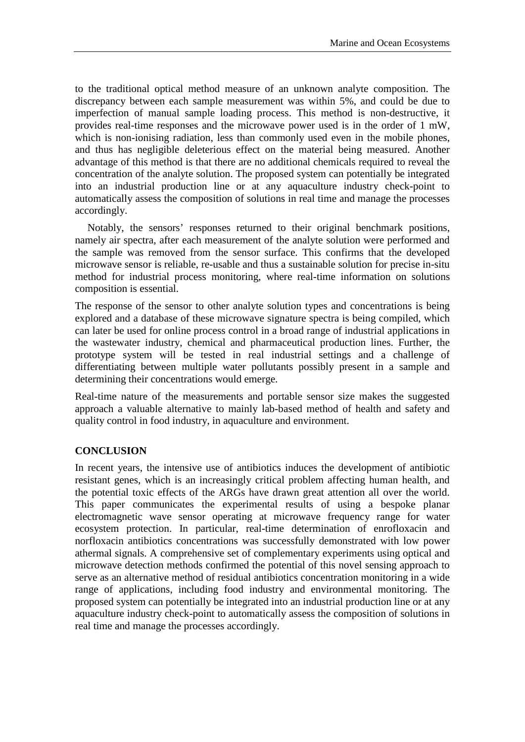to the traditional optical method measure of an unknown analyte composition. The discrepancy between each sample measurement was within 5%, and could be due to imperfection of manual sample loading process. This method is non-destructive, it provides real-time responses and the microwave power used is in the order of 1 mW, which is non-ionising radiation, less than commonly used even in the mobile phones, and thus has negligible deleterious effect on the material being measured. Another advantage of this method is that there are no additional chemicals required to reveal the concentration of the analyte solution. The proposed system can potentially be integrated into an industrial production line or at any aquaculture industry check-point to automatically assess the composition of solutions in real time and manage the processes accordingly.

Notably, the sensors' responses returned to their original benchmark positions, namely air spectra, after each measurement of the analyte solution were performed and the sample was removed from the sensor surface. This confirms that the developed microwave sensor is reliable, re-usable and thus a sustainable solution for precise in-situ method for industrial process monitoring, where real-time information on solutions composition is essential.

The response of the sensor to other analyte solution types and concentrations is being explored and a database of these microwave signature spectra is being compiled, which can later be used for online process control in a broad range of industrial applications in the wastewater industry, chemical and pharmaceutical production lines. Further, the prototype system will be tested in real industrial settings and a challenge of differentiating between multiple water pollutants possibly present in a sample and determining their concentrations would emerge.

Real-time nature of the measurements and portable sensor size makes the suggested approach a valuable alternative to mainly lab-based method of health and safety and quality control in food industry, in aquaculture and environment.

## CONCLUSION

In recent years, the intensive use of antibiotics induces the development of antibiotic resistant genes, which is an increasingly critical problem affecting human health, and the potential toxic effects of the ARGs have drawn great attention all over the world. This paper communicates the experimental results of using a bespoke planar electromagnetic wave sensor operating at microwave frequency range for water ecosystem protection. In particular, real-time determination of enrofloxacin and norfloxacin antibiotics concentrations was successfully demonstrated with low power athermal signals. A comprehensive set of complementary experiments using optical and microwave detection methods confirmed the potential of this novel sensing approach to serve as an alternative method of residual antibiotics concentration monitoring in a wide range of applications, including food industry and environmental monitoring. The proposed system can potentially be integrated into an industrial production line or at any aquaculture industry check-point to automatically assess the composition of solutions in real time and manage the processes accordingly.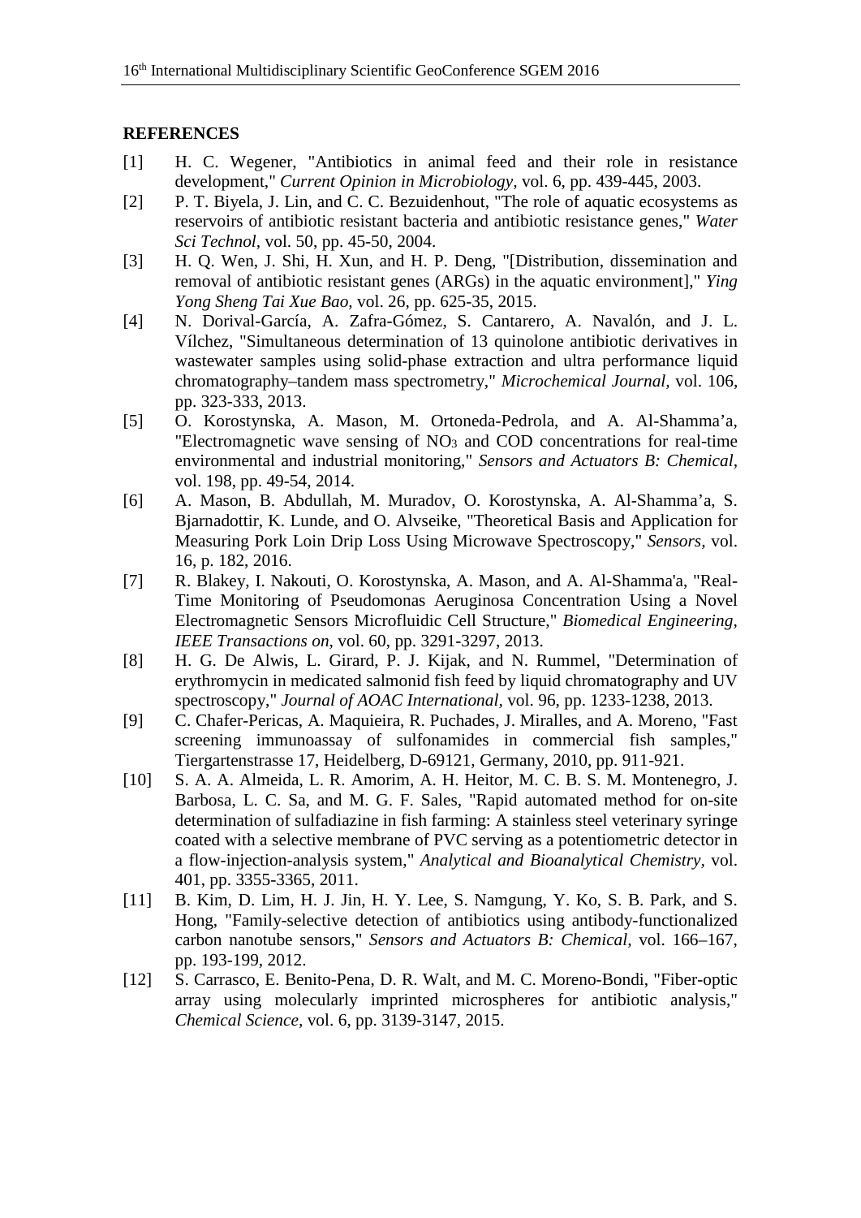## REFERENCES

[1] H. C. Wegener, "Antibiotics in animal feed and their role in resistance development," *Current Opinion in Microbiology*, vol. 6, pp. 439-445, 2003.

[2] P. T. Biyela, J. Lin, and C. C. Bezuidenhout, "The role of aquatic ecosystems as reservoirs of antibiotic resistant bacteria and antibiotic resistance genes," *Water Sci Technol*, vol. 50, pp. 45-50, 2004.

[3] H. Q. Wen, J. Shi, H. Xun, and H. P. Deng, "[Distribution, dissemination and removal of antibiotic resistant genes (ARGs) in the aquatic environment]," *Ying Yong Sheng Tai Xue Bao*, vol. 26, pp. 625-35, 2015.

[4] N. Dorival-García, A. Zafra-Gómez, S. Cantarero, A. Navalón, and J. L. Vílchez, "Simultaneous determination of 13 quinolone antibiotic derivatives in wastewater samples using solid-phase extraction and ultra performance liquid chromatography–tandem mass spectrometry," *Microchemical Journal*, vol. 106, pp. 323-333, 2013.

[5] O. Korostynska, A. Mason, M. Ortoneda-Pedrola, and A. Al-Shamma'a, "Electromagnetic wave sensing of $NO_3$ and COD concentrations for real-time environmental and industrial monitoring," *Sensors and Actuators B: Chemical*, vol. 198, pp. 49-54, 2014.

[6] A. Mason, B. Abdullah, M. Muradov, O. Korostynska, A. Al-Shamma'a, S. Bjarnadottir, K. Lunde, and O. Alvseike, "Theoretical Basis and Application for Measuring Pork Loin Drip Loss Using Microwave Spectroscopy," *Sensors*, vol. 16, p. 182, 2016.

[7] R. Blakey, I. Nakouti, O. Korostynska, A. Mason, and A. Al-Shamma'a, "Real-Time Monitoring of Pseudomonas Aeruginosa Concentration Using a Novel Electromagnetic Sensors Microfluidic Cell Structure," *Biomedical Engineering, IEEE Transactions on*, vol. 60, pp. 3291-3297, 2013.

[8] H. G. De Alwis, L. Girard, P. J. Kijak, and N. Rummel, "Determination of erythromycin in medicated salmonid fish feed by liquid chromatography and UV spectroscopy," *Journal of AOAC International*, vol. 96, pp. 1233-1238, 2013.

[9] C. Chafer-Pericas, A. Maquieira, R. Puchades, J. Miralles, and A. Moreno, "Fast screening immunoassay of sulfonamides in commercial fish samples," Tiergartenstrasse 17, Heidelberg, D-69121, Germany, 2010, pp. 911-921.

[10] S. A. A. Almeida, L. R. Amorim, A. H. Heitor, M. C. B. S. M. Montenegro, J. Barbosa, L. C. Sa, and M. G. F. Sales, "Rapid automated method for on-site determination of sulfadiazine in fish farming: A stainless steel veterinary syringe coated with a selective membrane of PVC serving as a potentiometric detector in a flow-injection-analysis system," *Analytical and Bioanalytical Chemistry*, vol. 401, pp. 3355-3365, 2011.

[11] B. Kim, D. Lim, H. J. Jin, H. Y. Lee, S. Namgung, Y. Ko, S. B. Park, and S. Hong, "Family-selective detection of antibiotics using antibody-functionalized carbon nanotube sensors," *Sensors and Actuators B: Chemical*, vol. 166–167, pp. 193-199, 2012.

[12] S. Carrasco, E. Benito-Pena, D. R. Walt, and M. C. Moreno-Bondi, "Fiber-optic array using molecularly imprinted microspheres for antibiotic analysis," *Chemical Science*, vol. 6, pp. 3139-3147, 2015.